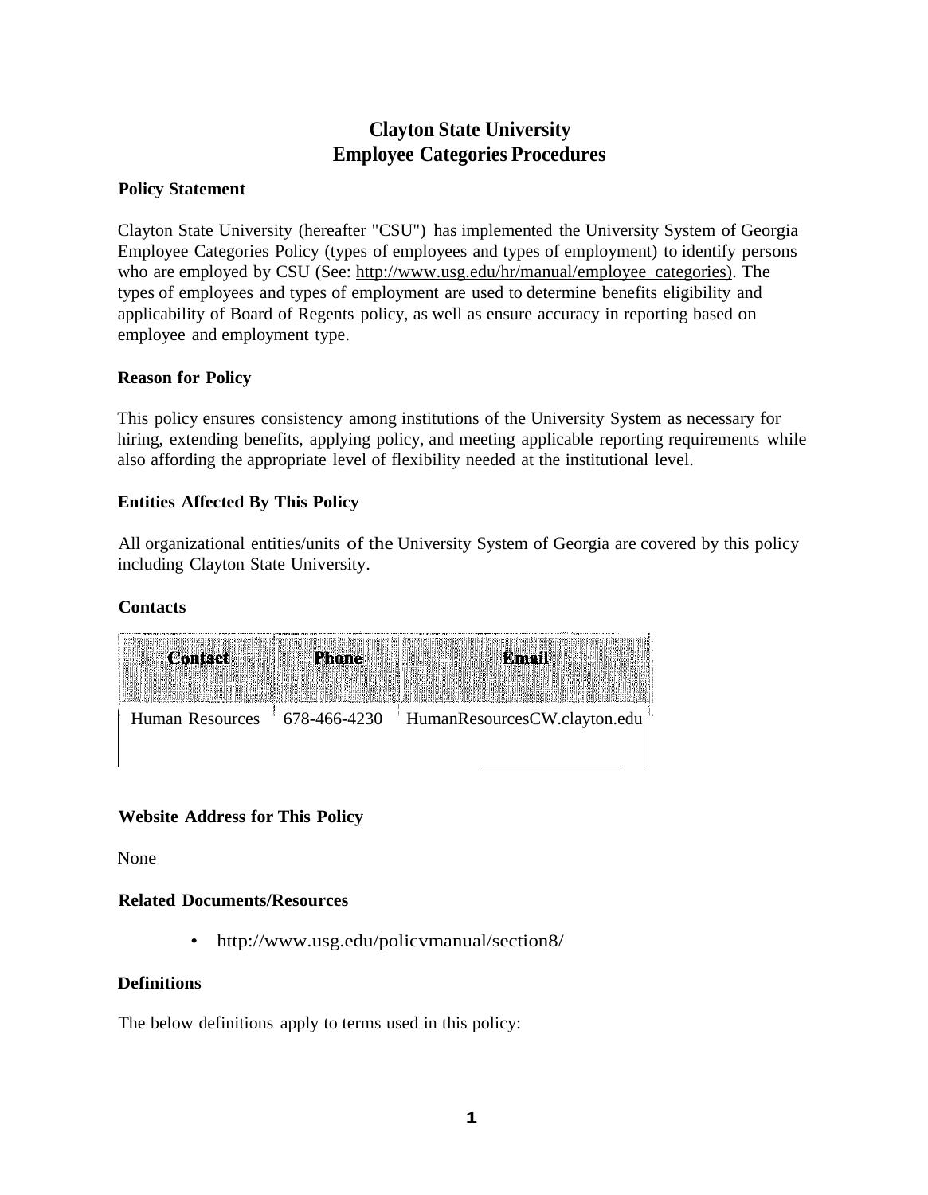# Clayton State University
# Employee Categories Procedures

## Policy Statement

Clayton State University (hereafter "CSU") has implemented the University System of Georgia Employee Categories Policy (types of employees and types of employment) to identify persons who are employed by CSU (See: http://www.usg.edu/hr/manual/employee_categories). The types of employees and types of employment are used to determine benefits eligibility and applicability of Board of Regents policy, as well as ensure accuracy in reporting based on employee and employment type.

## Reason for Policy

This policy ensures consistency among institutions of the University System as necessary for hiring, extending benefits, applying policy, and meeting applicable reporting requirements while also affording the appropriate level of flexibility needed at the institutional level.

## Entities Affected By This Policy

All organizational entities/units of the University System of Georgia are covered by this policy including Clayton State University.

## Contacts

| Contact | Phone | Email |
| --- | --- | --- |
| Human Resources | 678-466-4230 | HumanResourcesCW.clayton.edu |

## Website Address for This Policy

None

## Related Documents/Resources

- http://www.usg.edu/policvmanual/section8/

## Definitions

The below definitions apply to terms used in this policy: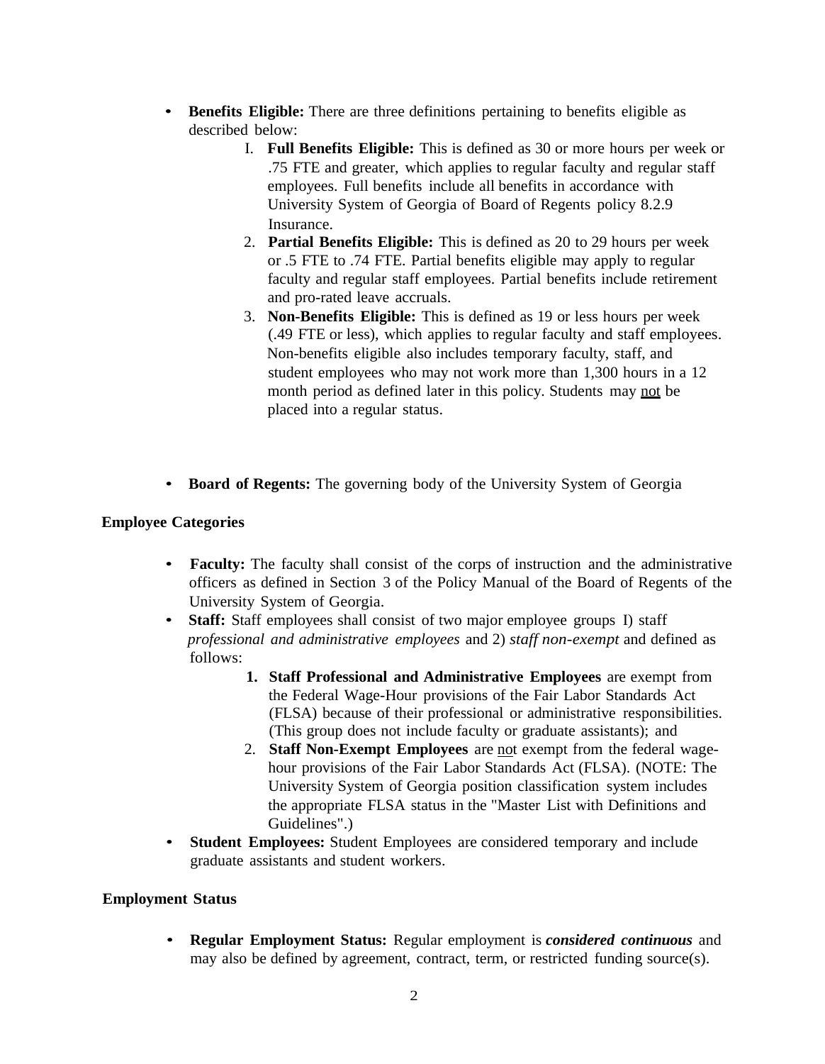- **Benefits Eligible:** There are three definitions pertaining to benefits eligible as described below:
  1. **Full Benefits Eligible:** This is defined as 30 or more hours per week or .75 FTE and greater, which applies to regular faculty and regular staff employees. Full benefits include all benefits in accordance with University System of Georgia of Board of Regents policy 8.2.9 Insurance.
  2. **Partial Benefits Eligible:** This is defined as 20 to 29 hours per week or .5 FTE to .74 FTE. Partial benefits eligible may apply to regular faculty and regular staff employees. Partial benefits include retirement and pro-rated leave accruals.
  3. **Non-Benefits Eligible:** This is defined as 19 or less hours per week (.49 FTE or less), which applies to regular faculty and staff employees. Non-benefits eligible also includes temporary faculty, staff, and student employees who may not work more than 1,300 hours in a 12 month period as defined later in this policy. Students may <u>not</u> be placed into a regular status.

- **Board of Regents:** The governing body of the University System of Georgia

**Employee Categories**

- **Faculty:** The faculty shall consist of the corps of instruction and the administrative officers as defined in Section 3 of the Policy Manual of the Board of Regents of the University System of Georgia.
- **Staff:** Staff employees shall consist of two major employee groups 1) staff *professional and administrative employees* and 2) *staff non-exempt* and defined as follows:
  1. **Staff Professional and Administrative Employees** are exempt from the Federal Wage-Hour provisions of the Fair Labor Standards Act (FLSA) because of their professional or administrative responsibilities. (This group does not include faculty or graduate assistants); and
  2. **Staff Non-Exempt Employees** are <u>not</u> exempt from the federal wage-hour provisions of the Fair Labor Standards Act (FLSA). (NOTE: The University System of Georgia position classification system includes the appropriate FLSA status in the "Master List with Definitions and Guidelines".)
- **Student Employees:** Student Employees are considered temporary and include graduate assistants and student workers.

**Employment Status**

- **Regular Employment Status:** Regular employment is ***considered continuous*** and may also be defined by agreement, contract, term, or restricted funding source(s).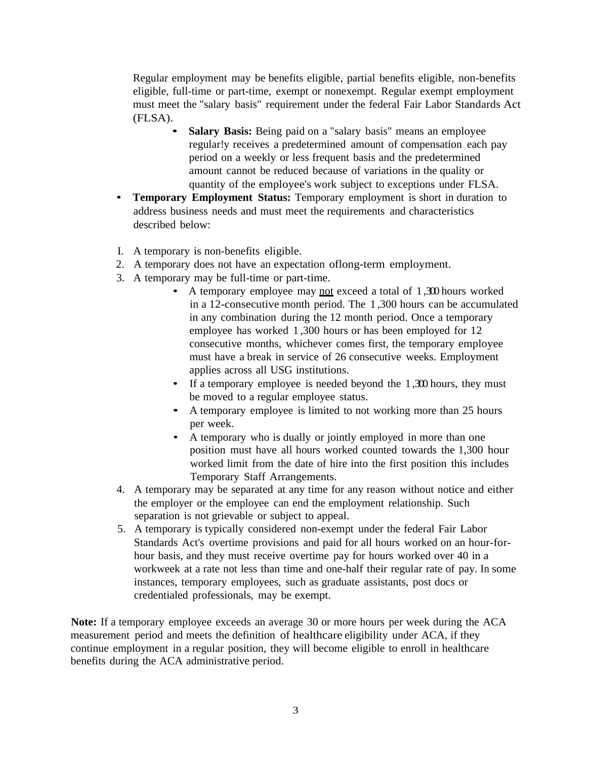Regular employment may be benefits eligible, partial benefits eligible, non-benefits eligible, full-time or part-time, exempt or nonexempt. Regular exempt employment must meet the "salary basis" requirement under the federal Fair Labor Standards Act (FLSA).

- **Salary Basis:** Being paid on a "salary basis" means an employee regular!y receives a predetermined amount of compensation each pay period on a weekly or less frequent basis and the predetermined amount cannot be reduced because of variations in the quality or quantity of the employee's work subject to exceptions under FLSA.

- **Temporary Employment Status:** Temporary employment is short in duration to address business needs and must meet the requirements and characteristics described below:

I. A temporary is non-benefits eligible.
2. A temporary does not have an expectation oflong-term employment.
3. A temporary may be full-time or part-time.
    - A temporary employee may <u>not</u> exceed a total of 1,300 hours worked in a 12-consecutive month period. The 1,300 hours can be accumulated in any combination during the 12 month period. Once a temporary employee has worked 1,300 hours or has been employed for 12 consecutive months, whichever comes first, the temporary employee must have a break in service of 26 consecutive weeks. Employment applies across all USG institutions.
    - If a temporary employee is needed beyond the 1,300 hours, they must be moved to a regular employee status.
    - A temporary employee is limited to not working more than 25 hours per week.
    - A temporary who is dually or jointly employed in more than one position must have all hours worked counted towards the 1,300 hour worked limit from the date of hire into the first position this includes Temporary Staff Arrangements.
4. A temporary may be separated at any time for any reason without notice and either the employer or the employee can end the employment relationship. Such separation is not grievable or subject to appeal.
5. A temporary is typically considered non-exempt under the federal Fair Labor Standards Act's overtime provisions and paid for all hours worked on an hour-for-hour basis, and they must receive overtime pay for hours worked over 40 in a workweek at a rate not less than time and one-half their regular rate of pay. In some instances, temporary employees, such as graduate assistants, post docs or credentialed professionals, may be exempt.

**Note:** If a temporary employee exceeds an average 30 or more hours per week during the ACA measurement period and meets the definition of healthcare eligibility under ACA, if they continue employment in a regular position, they will become eligible to enroll in healthcare benefits during the ACA administrative period.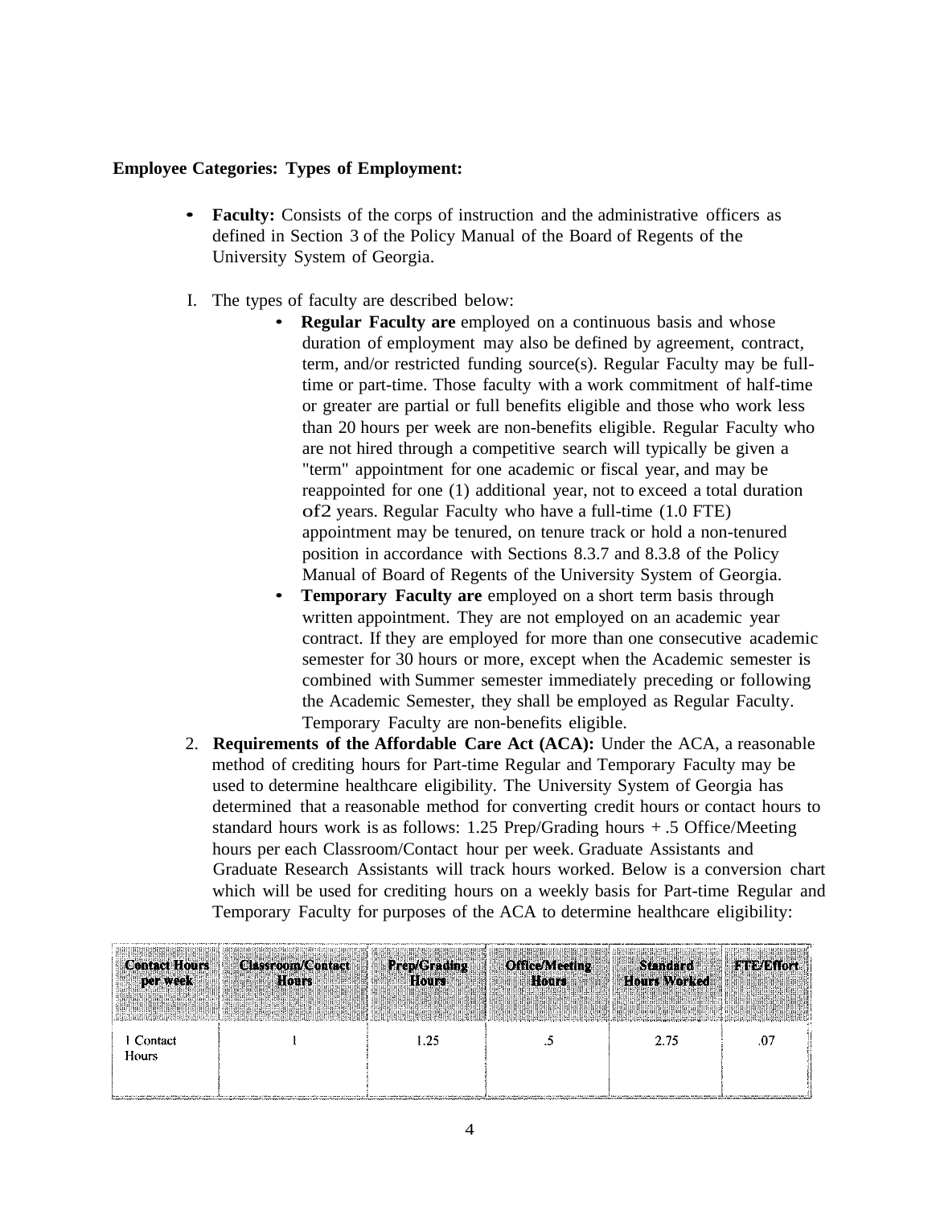**Employee Categories: Types of Employment:**

- **Faculty:** Consists of the corps of instruction and the administrative officers as defined in Section 3 of the Policy Manual of the Board of Regents of the University System of Georgia.

I. The types of faculty are described below:
   - **Regular Faculty are** employed on a continuous basis and whose duration of employment may also be defined by agreement, contract, term, and/or restricted funding source(s). Regular Faculty may be full-time or part-time. Those faculty with a work commitment of half-time or greater are partial or full benefits eligible and those who work less than 20 hours per week are non-benefits eligible. Regular Faculty who are not hired through a competitive search will typically be given a "term" appointment for one academic or fiscal year, and may be reappointed for one (1) additional year, not to exceed a total duration of2 years. Regular Faculty who have a full-time (1.0 FTE) appointment may be tenured, on tenure track or hold a non-tenured position in accordance with Sections 8.3.7 and 8.3.8 of the Policy Manual of Board of Regents of the University System of Georgia.
   - **Temporary Faculty are** employed on a short term basis through written appointment. They are not employed on an academic year contract. If they are employed for more than one consecutive academic semester for 30 hours or more, except when the Academic semester is combined with Summer semester immediately preceding or following the Academic Semester, they shall be employed as Regular Faculty. Temporary Faculty are non-benefits eligible.

2. **Requirements of the Affordable Care Act (ACA):** Under the ACA, a reasonable method of crediting hours for Part-time Regular and Temporary Faculty may be used to determine healthcare eligibility. The University System of Georgia has determined that a reasonable method for converting credit hours or contact hours to standard hours work is as follows: 1.25 Prep/Grading hours + .5 Office/Meeting hours per each Classroom/Contact hour per week. Graduate Assistants and Graduate Research Assistants will track hours worked. Below is a conversion chart which will be used for crediting hours on a weekly basis for Part-time Regular and Temporary Faculty for purposes of the ACA to determine healthcare eligibility:

| Contact Hours per week | Classroom/Contact Hours | Prep/Grading Hours | Office/Meeting Hours | Standard Hours Worked | FTE/Effort |
|---|---|---|---|---|---|
| 1 Contact Hours | 1 | 1.25 | .5 | 2.75 | .07 |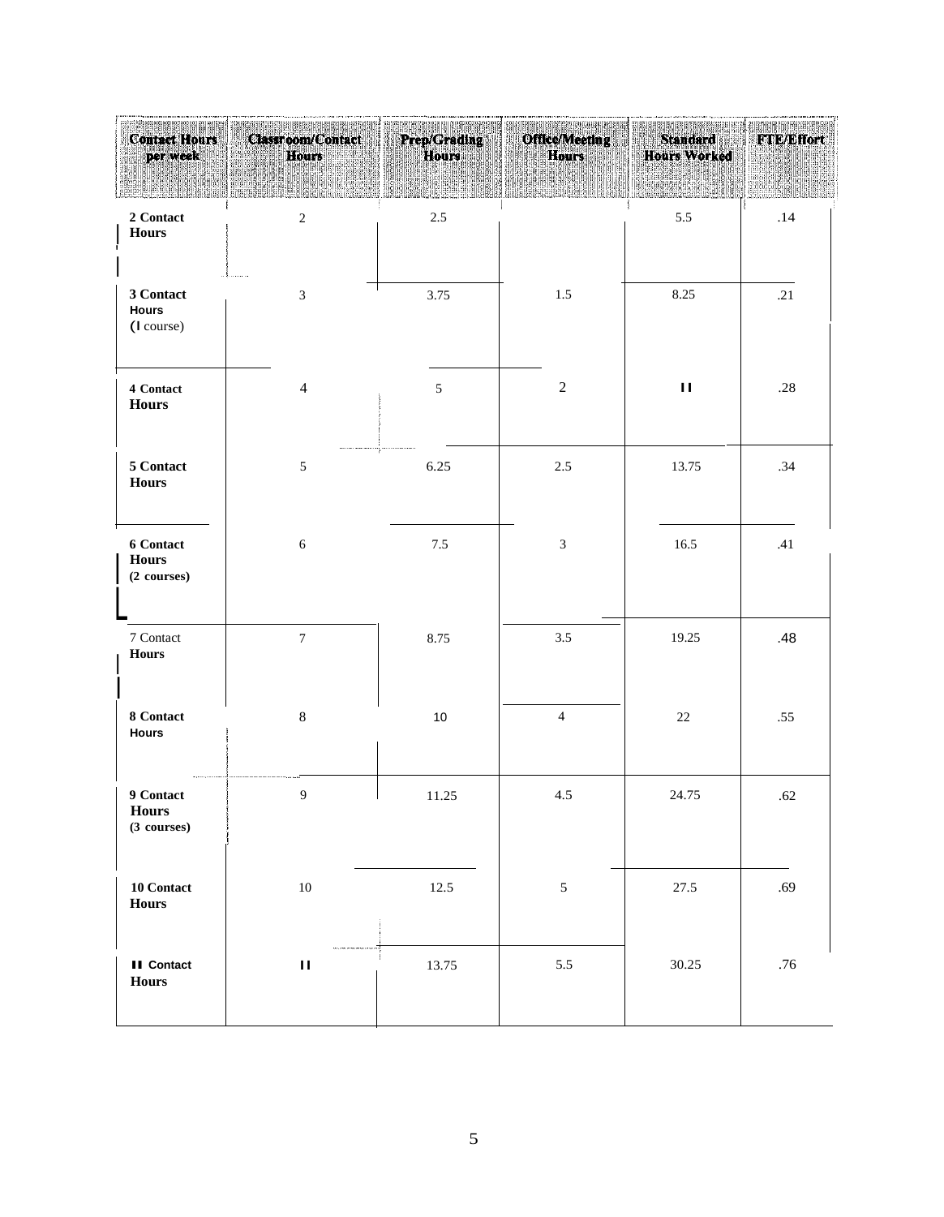| Contact Hours per week | Classroom/Contact Hours | Prep/Grading Hours | Office/Meeting Hours | Standard Hours Worked | FTE/Effort |
|---|---|---|---|---|---|
| 2 Contact Hours | 2 | 2.5 | | 5.5 | .14 |
| 3 Contact Hours (I course) | 3 | 3.75 | 1.5 | 8.25 | .21 |
| 4 Contact Hours | 4 | 5 | 2 | II | .28 |
| 5 Contact Hours | 5 | 6.25 | 2.5 | 13.75 | .34 |
| 6 Contact Hours (2 courses) | 6 | 7.5 | 3 | 16.5 | .41 |
| 7 Contact Hours | 7 | 8.75 | 3.5 | 19.25 | .48 |
| 8 Contact Hours | 8 | 10 | 4 | 22 | .55 |
| 9 Contact Hours (3 courses) | 9 | 11.25 | 4.5 | 24.75 | .62 |
| 10 Contact Hours | 10 | 12.5 | 5 | 27.5 | .69 |
| II Contact Hours | II | 13.75 | 5.5 | 30.25 | .76 |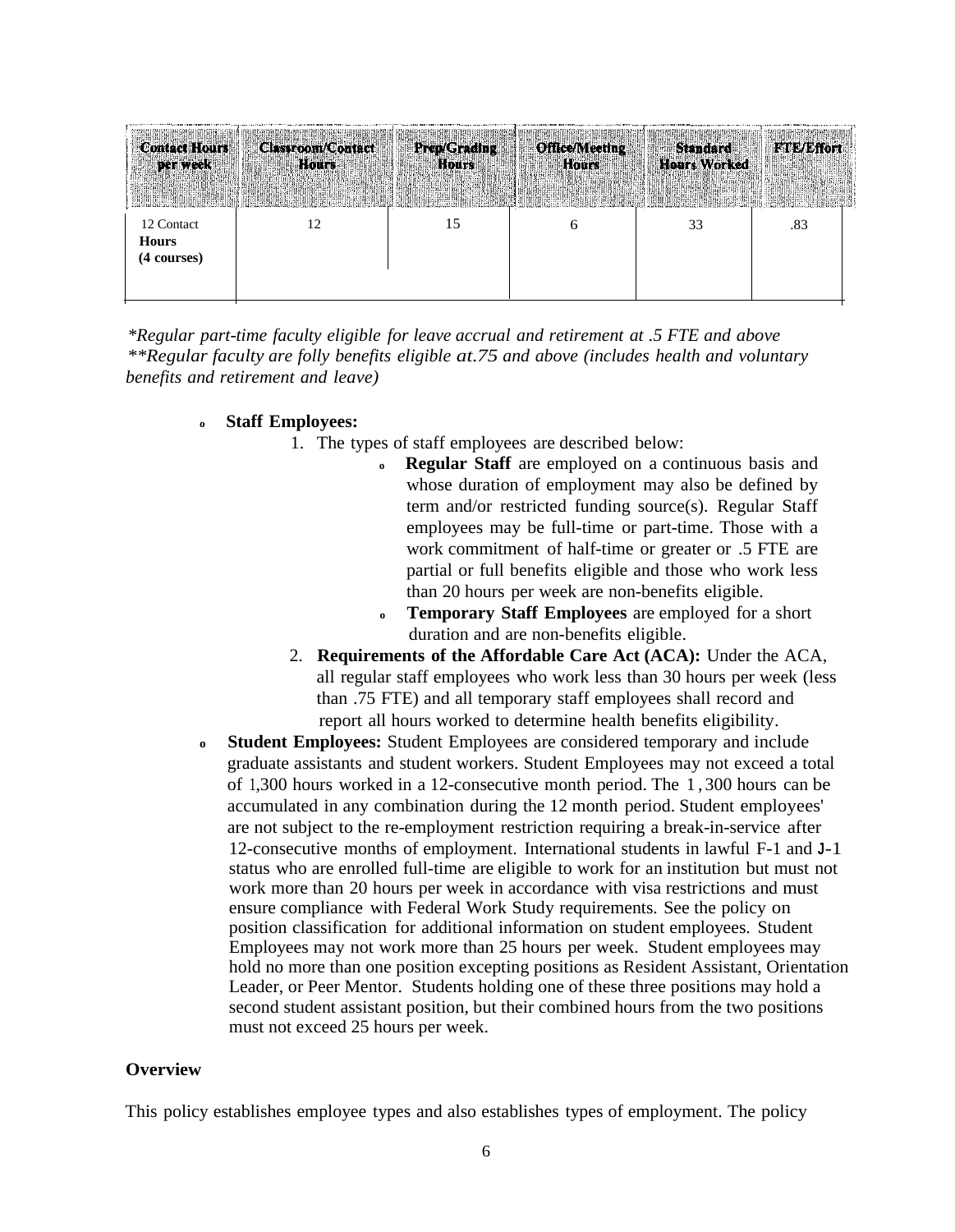| Contact Hours per week | Classroom/Contact Hours | Prep/Grading Hours | Office/Meeting Hours | Standard Hours Worked | FTE/Effort |
|---|---|---|---|---|---|
| 12 Contact **Hours (4 courses)** | 12 | 15 | 6 | 33 | .83 |

*\*Regular part-time faculty eligible for leave accrual and retirement at .5 FTE and above*
*\*\*Regular faculty are folly benefits eligible at.75 and above (includes health and voluntary benefits and retirement and leave)*

- **Staff Employees:**
  1. The types of staff employees are described below:
     - **Regular Staff** are employed on a continuous basis and whose duration of employment may also be defined by term and/or restricted funding source(s). Regular Staff employees may be full-time or part-time. Those with a work commitment of half-time or greater or .5 FTE are partial or full benefits eligible and those who work less than 20 hours per week are non-benefits eligible.
     - **Temporary Staff Employees** are employed for a short duration and are non-benefits eligible.
  2. **Requirements of the Affordable Care Act (ACA):** Under the ACA, all regular staff employees who work less than 30 hours per week (less than .75 FTE) and all temporary staff employees shall record and report all hours worked to determine health benefits eligibility.
- **Student Employees:** Student Employees are considered temporary and include graduate assistants and student workers. Student Employees may not exceed a total of 1,300 hours worked in a 12-consecutive month period. The 1,300 hours can be accumulated in any combination during the 12 month period. Student employees' are not subject to the re-employment restriction requiring a break-in-service after 12-consecutive months of employment. International students in lawful F-1 and J-1 status who are enrolled full-time are eligible to work for an institution but must not work more than 20 hours per week in accordance with visa restrictions and must ensure compliance with Federal Work Study requirements. See the policy on position classification for additional information on student employees. Student Employees may not work more than 25 hours per week. Student employees may hold no more than one position excepting positions as Resident Assistant, Orientation Leader, or Peer Mentor. Students holding one of these three positions may hold a second student assistant position, but their combined hours from the two positions must not exceed 25 hours per week.

**Overview**

This policy establishes employee types and also establishes types of employment. The policy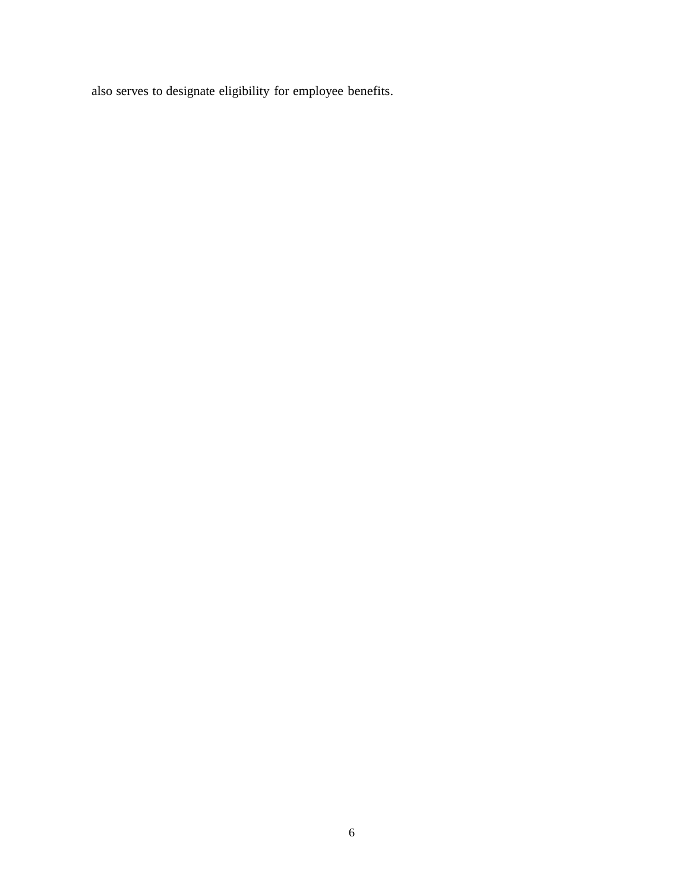also serves to designate eligibility for employee benefits.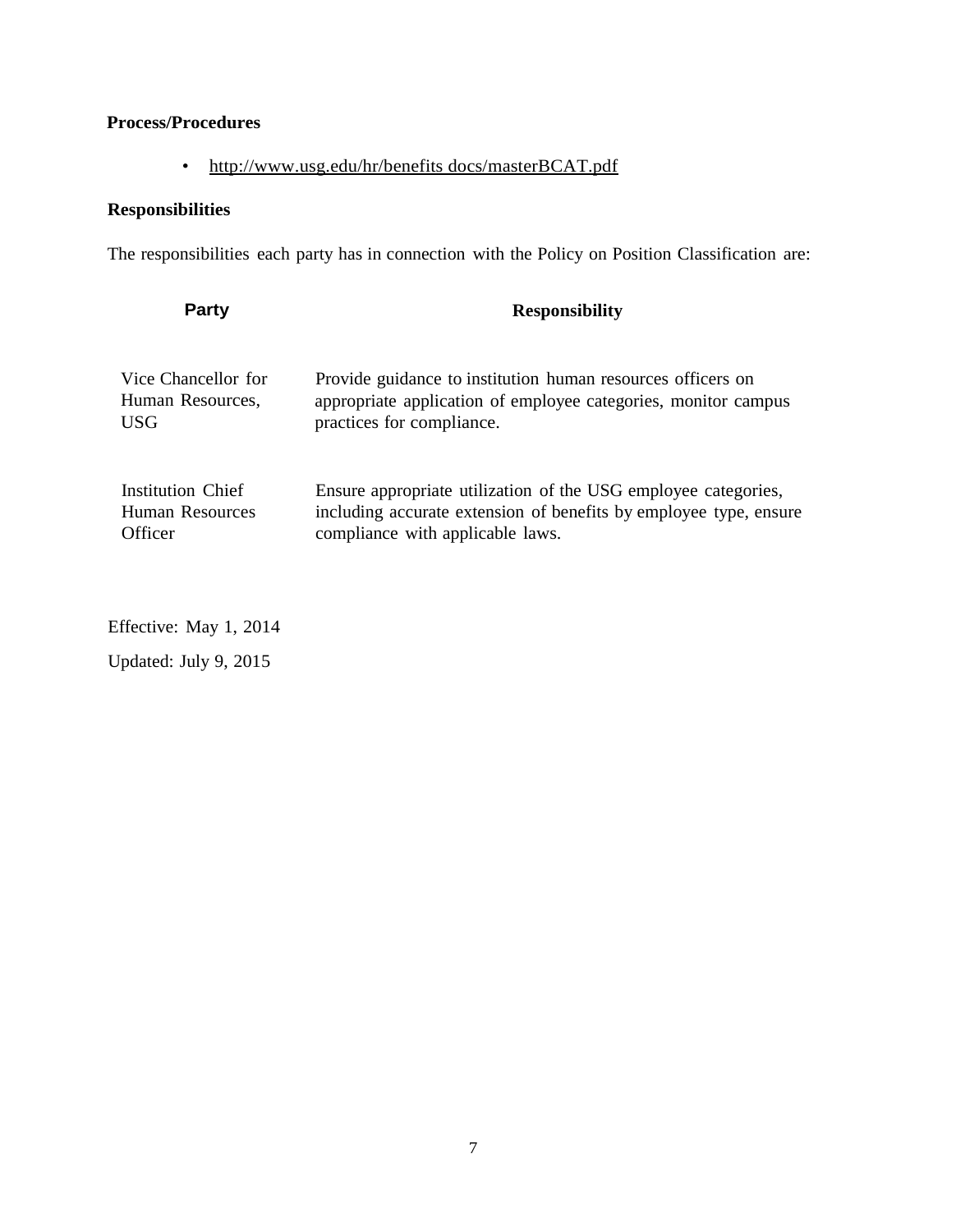**Process/Procedures**

- http://www.usg.edu/hr/benefits docs/masterBCAT.pdf

**Responsibilities**

The responsibilities each party has in connection with the Policy on Position Classification are:

| Party | Responsibility |
|---|---|
| Vice Chancellor for Human Resources, USG | Provide guidance to institution human resources officers on appropriate application of employee categories, monitor campus practices for compliance. |
| Institution Chief Human Resources Officer | Ensure appropriate utilization of the USG employee categories, including accurate extension of benefits by employee type, ensure compliance with applicable laws. |

Effective: May 1, 2014

Updated: July 9, 2015